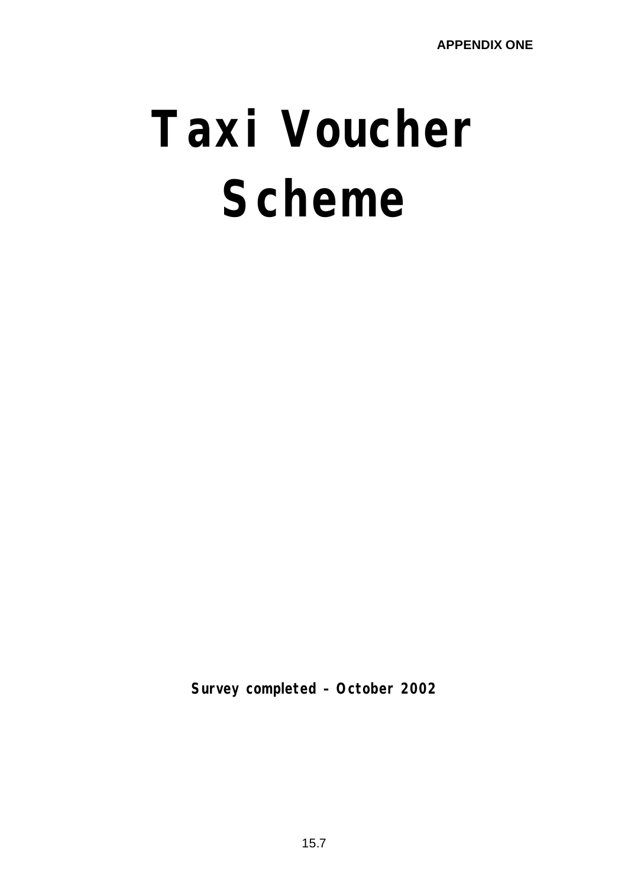**APPENDIX ONE**

# Taxi Voucher Scheme

**Survey completed – October 2002**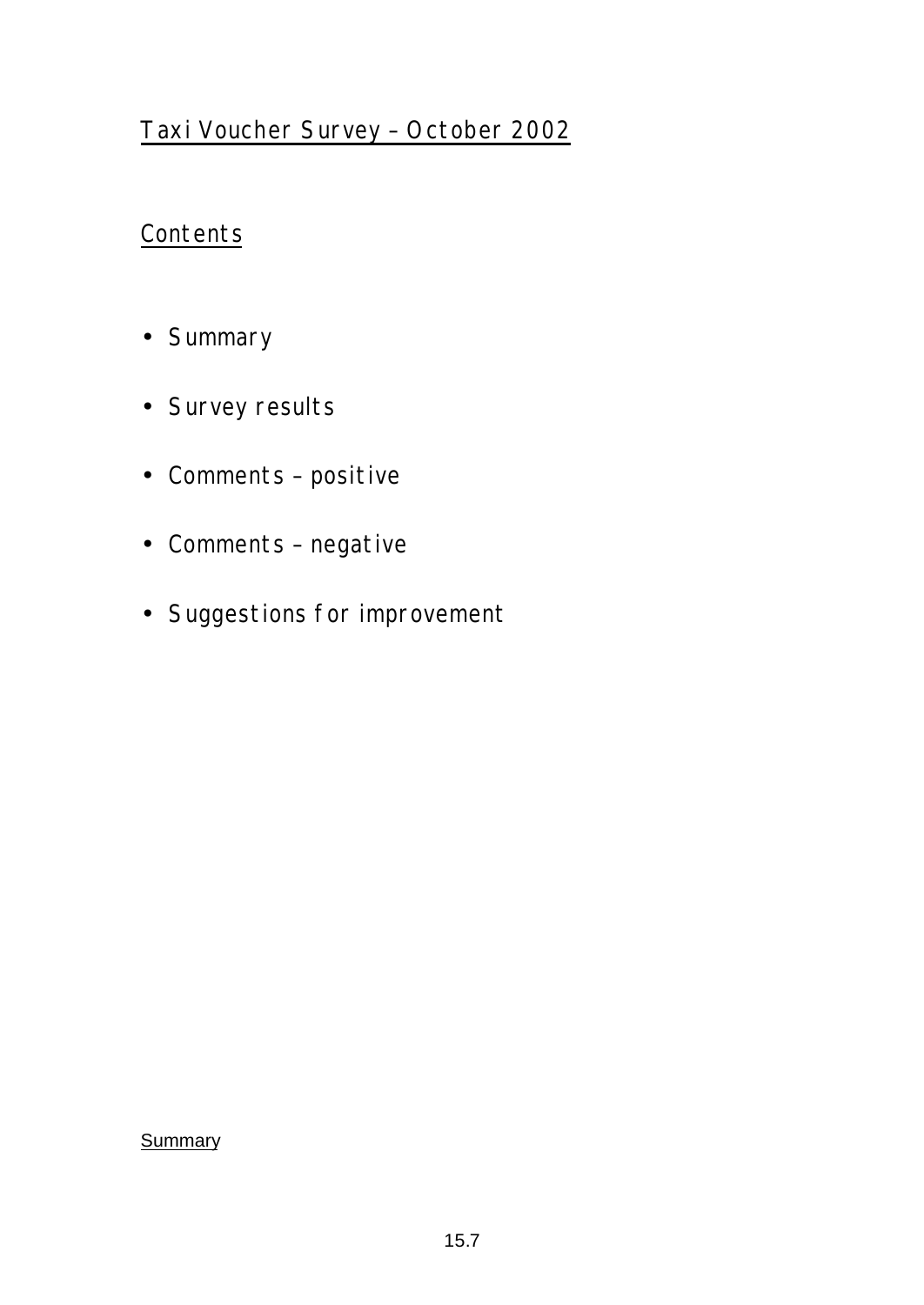## Taxi Voucher Survey – October 2002

### Contents

- Summary
- Survey results
- Comments – positive
- Comments – negative
- Suggestions for improvement

Summary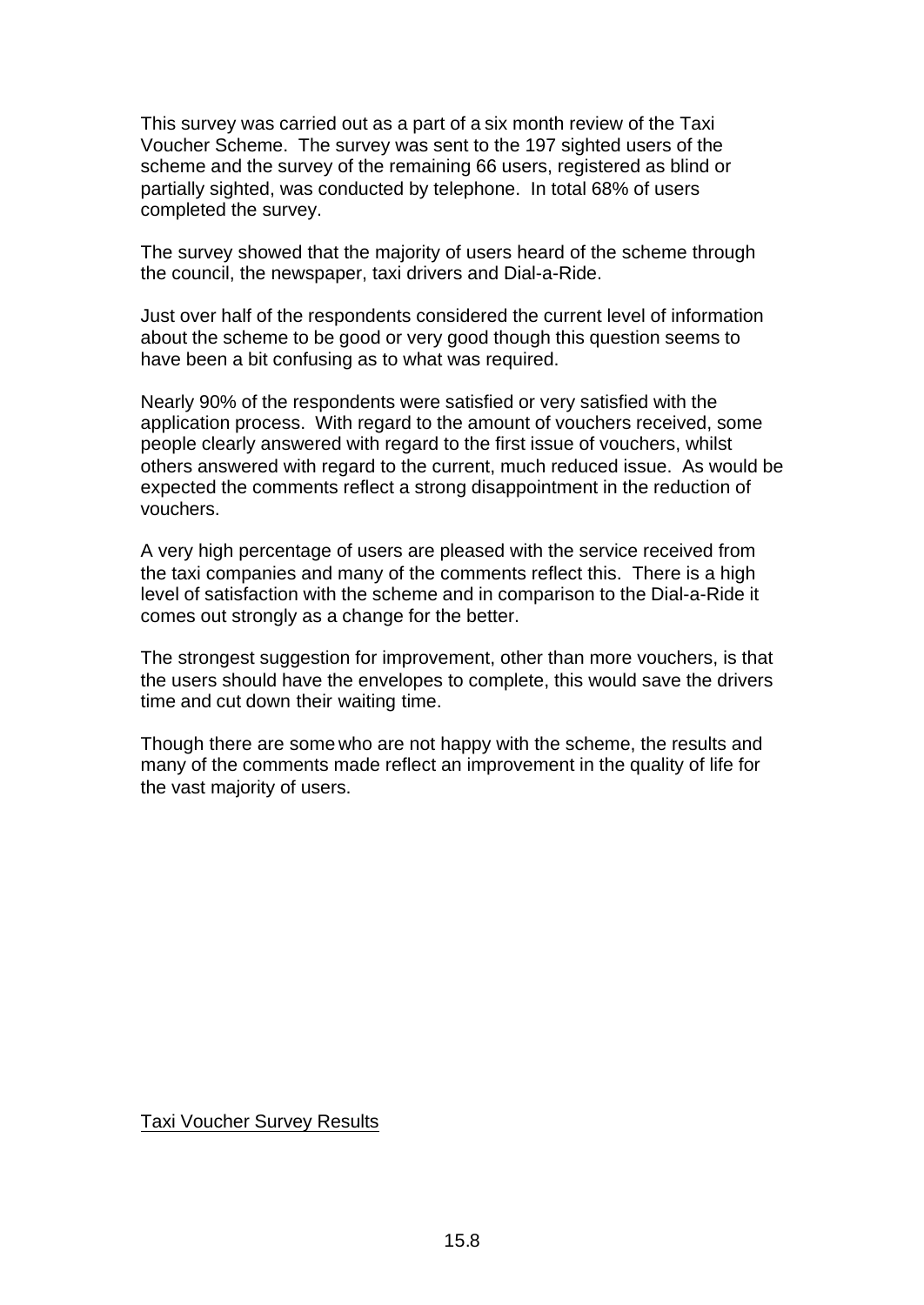This survey was carried out as a part of a six month review of the Taxi Voucher Scheme. The survey was sent to the 197 sighted users of the scheme and the survey of the remaining 66 users, registered as blind or partially sighted, was conducted by telephone. In total 68% of users completed the survey.

The survey showed that the majority of users heard of the scheme through the council, the newspaper, taxi drivers and Dial-a-Ride.

Just over half of the respondents considered the current level of information about the scheme to be good or very good though this question seems to have been a bit confusing as to what was required.

Nearly 90% of the respondents were satisfied or very satisfied with the application process. With regard to the amount of vouchers received, some people clearly answered with regard to the first issue of vouchers, whilst others answered with regard to the current, much reduced issue. As would be expected the comments reflect a strong disappointment in the reduction of vouchers.

A very high percentage of users are pleased with the service received from the taxi companies and many of the comments reflect this. There is a high level of satisfaction with the scheme and in comparison to the Dial-a-Ride it comes out strongly as a change for the better.

The strongest suggestion for improvement, other than more vouchers, is that the users should have the envelopes to complete, this would save the drivers time and cut down their waiting time.

Though there are some who are not happy with the scheme, the results and many of the comments made reflect an improvement in the quality of life for the vast majority of users.

<u>Taxi Voucher Survey Results</u>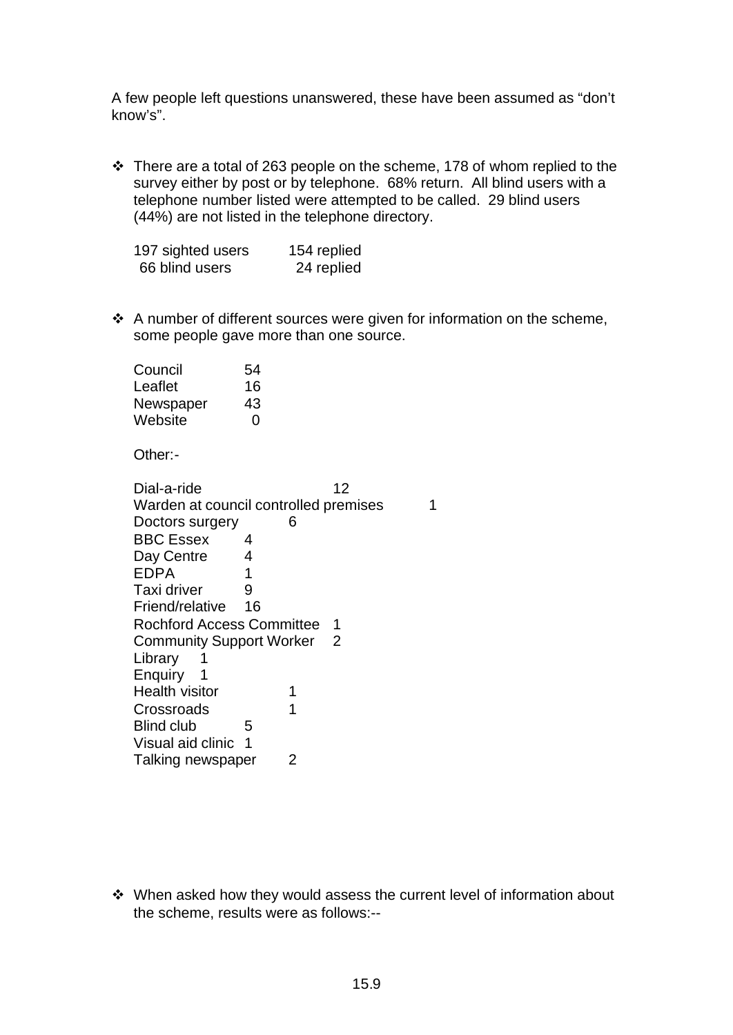A few people left questions unanswered, these have been assumed as “don’t know’s”.

- There are a total of 263 people on the scheme, 178 of whom replied to the survey either by post or by telephone. 68% return. All blind users with a telephone number listed were attempted to be called. 29 blind users (44%) are not listed in the telephone directory.

| | |
|---|---|
| 197 sighted users | 154 replied |
| 66 blind users | 24 replied |

- A number of different sources were given for information on the scheme, some people gave more than one source.

| | |
|---|---|
| Council | 54 |
| Leaflet | 16 |
| Newspaper | 43 |
| Website | 0 |

Other:-

| | |
|---|---|
| Dial-a-ride | 12 |
| Warden at council controlled premises | 1 |
| Doctors surgery | 6 |
| BBC Essex | 4 |
| Day Centre | 4 |
| EDPA | 1 |
| Taxi driver | 9 |
| Friend/relative | 16 |
| Rochford Access Committee | 1 |
| Community Support Worker | 2 |
| Library | 1 |
| Enquiry | 1 |
| Health visitor | 1 |
| Crossroads | 1 |
| Blind club | 5 |
| Visual aid clinic | 1 |
| Talking newspaper | 2 |

- When asked how they would assess the current level of information about the scheme, results were as follows:--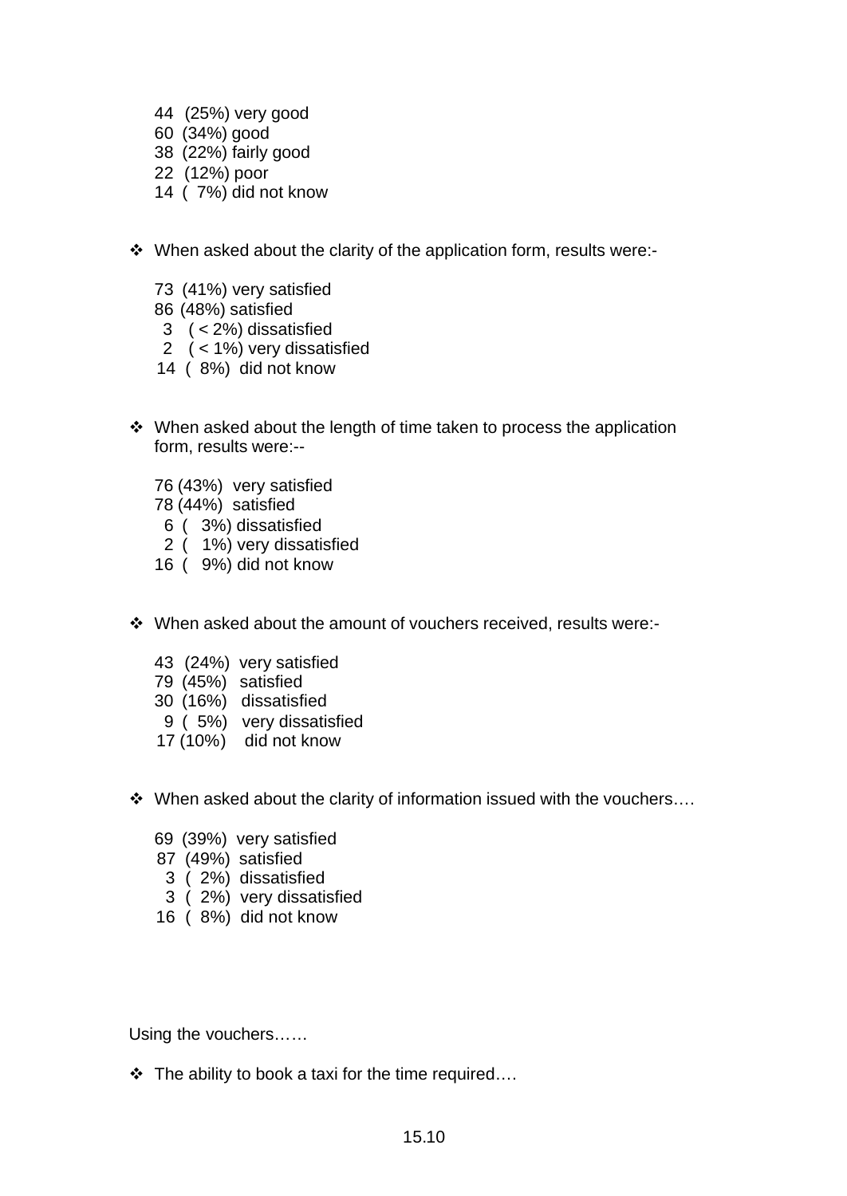44 (25%) very good
60 (34%) good
38 (22%) fairly good
22 (12%) poor
14 ( 7%) did not know

- When asked about the clarity of the application form, results were:-

73 (41%) very satisfied
86 (48%) satisfied
3 ( < 2%) dissatisfied
2 ( < 1%) very dissatisfied
14 ( 8%) did not know

- When asked about the length of time taken to process the application form, results were:--

76 (43%) very satisfied
78 (44%) satisfied
6 ( 3%) dissatisfied
2 ( 1%) very dissatisfied
16 ( 9%) did not know

- When asked about the amount of vouchers received, results were:-

43 (24%) very satisfied
79 (45%) satisfied
30 (16%) dissatisfied
9 ( 5%) very dissatisfied
17 (10%) did not know

- When asked about the clarity of information issued with the vouchers….

69 (39%) very satisfied
87 (49%) satisfied
3 ( 2%) dissatisfied
3 ( 2%) very dissatisfied
16 ( 8%) did not know

Using the vouchers……

- The ability to book a taxi for the time required….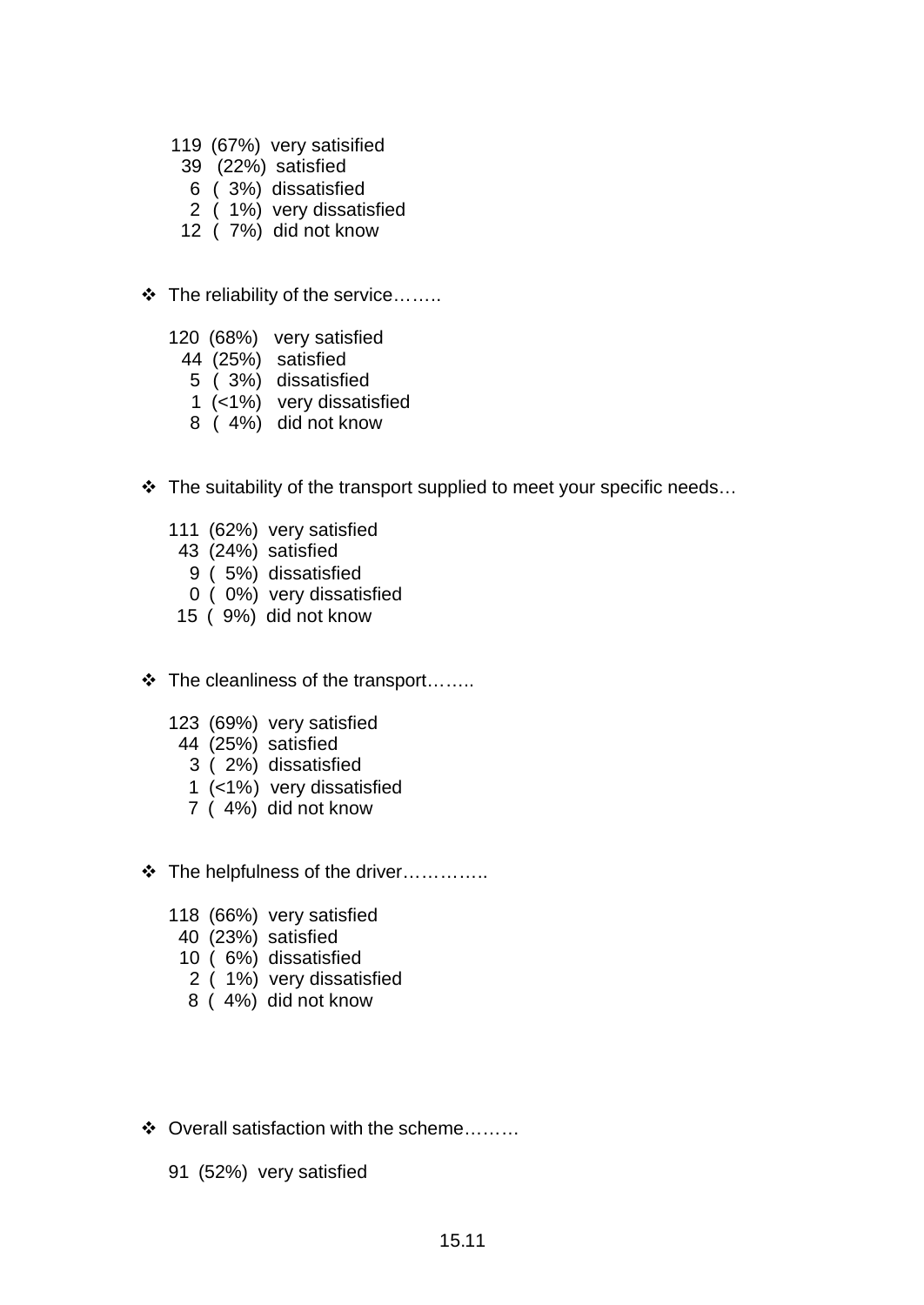119 (67%) very satisified
39 (22%) satisfied
6 ( 3%) dissatisfied
2 ( 1%) very dissatisfied
12 ( 7%) did not know

- The reliability of the service……..

120 (68%) very satisfied
44 (25%) satisfied
5 ( 3%) dissatisfied
1 (<1%) very dissatisfied
8 ( 4%) did not know

- The suitability of the transport supplied to meet your specific needs…

111 (62%) very satisfied
43 (24%) satisfied
9 ( 5%) dissatisfied
0 ( 0%) very dissatisfied
15 ( 9%) did not know

- The cleanliness of the transport……..

123 (69%) very satisfied
44 (25%) satisfied
3 ( 2%) dissatisfied
1 (<1%) very dissatisfied
7 ( 4%) did not know

- The helpfulness of the driver…………..

118 (66%) very satisfied
40 (23%) satisfied
10 ( 6%) dissatisfied
2 ( 1%) very dissatisfied
8 ( 4%) did not know

- Overall satisfaction with the scheme………

91 (52%) very satisfied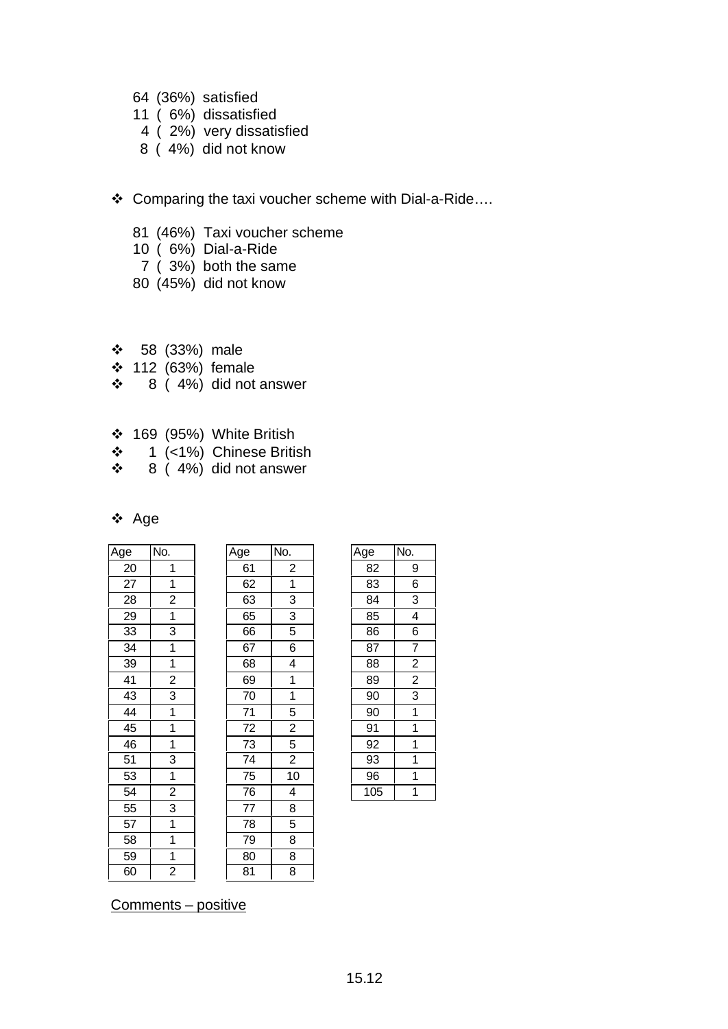64 (36%) satisfied
11 ( 6%) dissatisfied
4 ( 2%) very dissatisfied
8 ( 4%) did not know

- Comparing the taxi voucher scheme with Dial-a-Ride….

81 (46%) Taxi voucher scheme
10 ( 6%) Dial-a-Ride
7 ( 3%) both the same
80 (45%) did not know

- 58 (33%) male
- 112 (63%) female
- 8 ( 4%) did not answer

- 169 (95%) White British
- 1 (<1%) Chinese British
- 8 ( 4%) did not answer

- Age

| Age | No. |
|---|---|
| 20 | 1 |
| 27 | 1 |
| 28 | 2 |
| 29 | 1 |
| 33 | 3 |
| 34 | 1 |
| 39 | 1 |
| 41 | 2 |
| 43 | 3 |
| 44 | 1 |
| 45 | 1 |
| 46 | 1 |
| 51 | 3 |
| 53 | 1 |
| 54 | 2 |
| 55 | 3 |
| 57 | 1 |
| 58 | 1 |
| 59 | 1 |
| 60 | 2 |

| Age | No. |
|---|---|
| 61 | 2 |
| 62 | 1 |
| 63 | 3 |
| 65 | 3 |
| 66 | 5 |
| 67 | 6 |
| 68 | 4 |
| 69 | 1 |
| 70 | 1 |
| 71 | 5 |
| 72 | 2 |
| 73 | 5 |
| 74 | 2 |
| 75 | 10 |
| 76 | 4 |
| 77 | 8 |
| 78 | 5 |
| 79 | 8 |
| 80 | 8 |
| 81 | 8 |

| Age | No. |
|---|---|
| 82 | 9 |
| 83 | 6 |
| 84 | 3 |
| 85 | 4 |
| 86 | 6 |
| 87 | 7 |
| 88 | 2 |
| 89 | 2 |
| 90 | 3 |
| 90 | 1 |
| 91 | 1 |
| 92 | 1 |
| 93 | 1 |
| 96 | 1 |
| 105 | 1 |

Comments – positive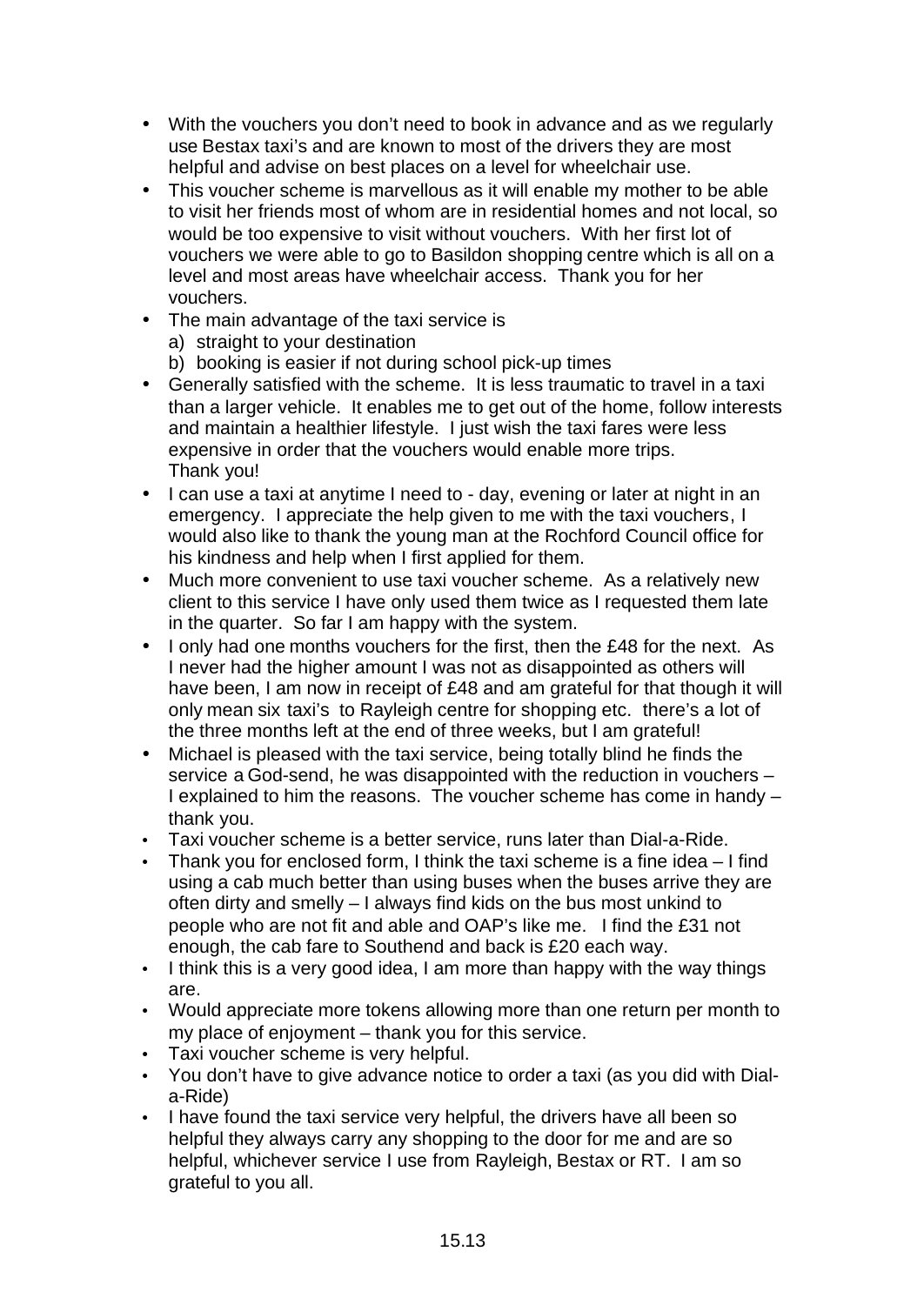- With the vouchers you don't need to book in advance and as we regularly use Bestax taxi's and are known to most of the drivers they are most helpful and advise on best places on a level for wheelchair use.
- This voucher scheme is marvellous as it will enable my mother to be able to visit her friends most of whom are in residential homes and not local, so would be too expensive to visit without vouchers. With her first lot of vouchers we were able to go to Basildon shopping centre which is all on a level and most areas have wheelchair access. Thank you for her vouchers.
- The main advantage of the taxi service is
  a) straight to your destination
  b) booking is easier if not during school pick-up times
- Generally satisfied with the scheme. It is less traumatic to travel in a taxi than a larger vehicle. It enables me to get out of the home, follow interests and maintain a healthier lifestyle. I just wish the taxi fares were less expensive in order that the vouchers would enable more trips. Thank you!
- I can use a taxi at anytime I need to - day, evening or later at night in an emergency. I appreciate the help given to me with the taxi vouchers, I would also like to thank the young man at the Rochford Council office for his kindness and help when I first applied for them.
- Much more convenient to use taxi voucher scheme. As a relatively new client to this service I have only used them twice as I requested them late in the quarter. So far I am happy with the system.
- I only had one months vouchers for the first, then the £48 for the next. As I never had the higher amount I was not as disappointed as others will have been, I am now in receipt of £48 and am grateful for that though it will only mean six taxi's to Rayleigh centre for shopping etc. there's a lot of the three months left at the end of three weeks, but I am grateful!
- Michael is pleased with the taxi service, being totally blind he finds the service a God-send, he was disappointed with the reduction in vouchers – I explained to him the reasons. The voucher scheme has come in handy – thank you.
- Taxi voucher scheme is a better service, runs later than Dial-a-Ride.
- Thank you for enclosed form, I think the taxi scheme is a fine idea – I find using a cab much better than using buses when the buses arrive they are often dirty and smelly – I always find kids on the bus most unkind to people who are not fit and able and OAP's like me. I find the £31 not enough, the cab fare to Southend and back is £20 each way.
- I think this is a very good idea, I am more than happy with the way things are.
- Would appreciate more tokens allowing more than one return per month to my place of enjoyment – thank you for this service.
- Taxi voucher scheme is very helpful.
- You don't have to give advance notice to order a taxi (as you did with Dial-a-Ride)
- I have found the taxi service very helpful, the drivers have all been so helpful they always carry any shopping to the door for me and are so helpful, whichever service I use from Rayleigh, Bestax or RT. I am so grateful to you all.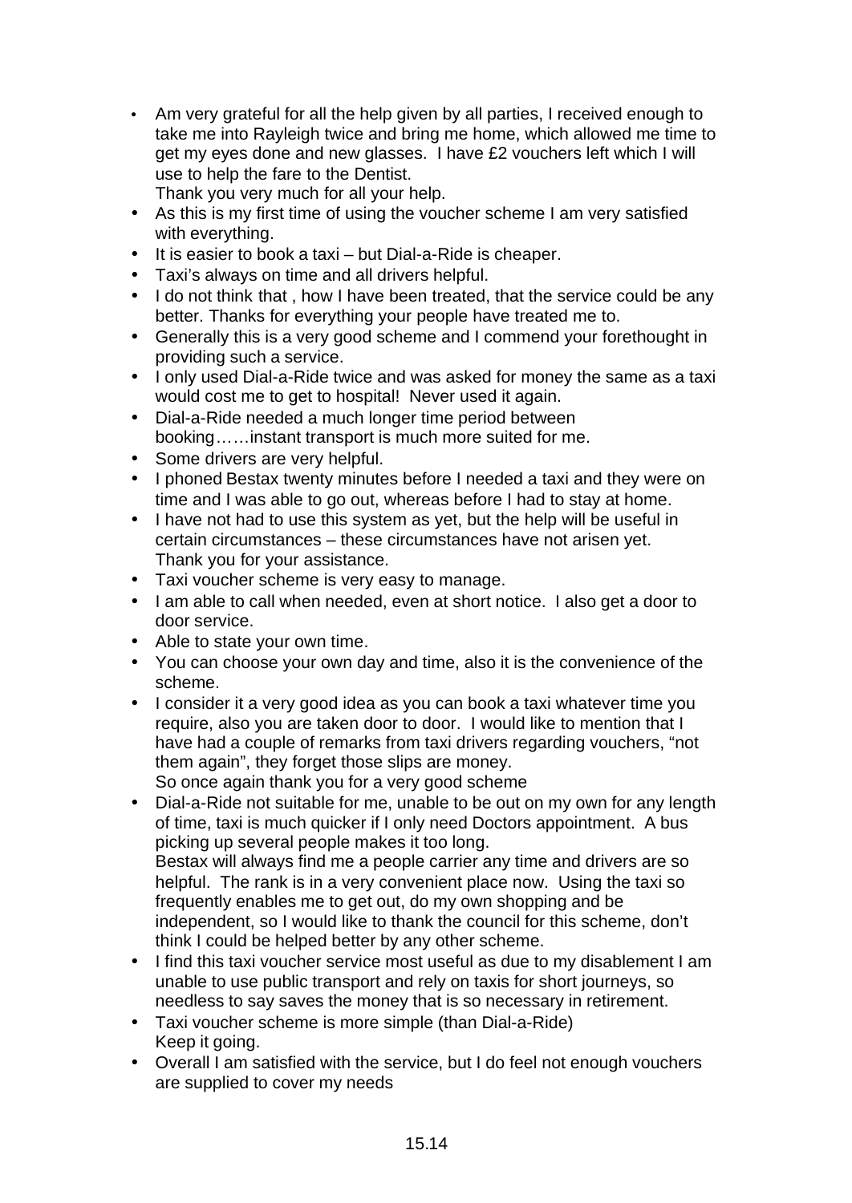- Am very grateful for all the help given by all parties, I received enough to take me into Rayleigh twice and bring me home, which allowed me time to get my eyes done and new glasses. I have £2 vouchers left which I will use to help the fare to the Dentist.
  Thank you very much for all your help.
- As this is my first time of using the voucher scheme I am very satisfied with everything.
- It is easier to book a taxi – but Dial-a-Ride is cheaper.
- Taxi's always on time and all drivers helpful.
- I do not think that , how I have been treated, that the service could be any better. Thanks for everything your people have treated me to.
- Generally this is a very good scheme and I commend your forethought in providing such a service.
- I only used Dial-a-Ride twice and was asked for money the same as a taxi would cost me to get to hospital! Never used it again.
- Dial-a-Ride needed a much longer time period between booking……instant transport is much more suited for me.
- Some drivers are very helpful.
- I phoned Bestax twenty minutes before I needed a taxi and they were on time and I was able to go out, whereas before I had to stay at home.
- I have not had to use this system as yet, but the help will be useful in certain circumstances – these circumstances have not arisen yet.
  Thank you for your assistance.
- Taxi voucher scheme is very easy to manage.
- I am able to call when needed, even at short notice. I also get a door to door service.
- Able to state your own time.
- You can choose your own day and time, also it is the convenience of the scheme.
- I consider it a very good idea as you can book a taxi whatever time you require, also you are taken door to door. I would like to mention that I have had a couple of remarks from taxi drivers regarding vouchers, "not them again", they forget those slips are money.
  So once again thank you for a very good scheme
- Dial-a-Ride not suitable for me, unable to be out on my own for any length of time, taxi is much quicker if I only need Doctors appointment. A bus picking up several people makes it too long.
  Bestax will always find me a people carrier any time and drivers are so helpful. The rank is in a very convenient place now. Using the taxi so frequently enables me to get out, do my own shopping and be independent, so I would like to thank the council for this scheme, don't think I could be helped better by any other scheme.
- I find this taxi voucher service most useful as due to my disablement I am unable to use public transport and rely on taxis for short journeys, so needless to say saves the money that is so necessary in retirement.
- Taxi voucher scheme is more simple (than Dial-a-Ride)
  Keep it going.
- Overall I am satisfied with the service, but I do feel not enough vouchers are supplied to cover my needs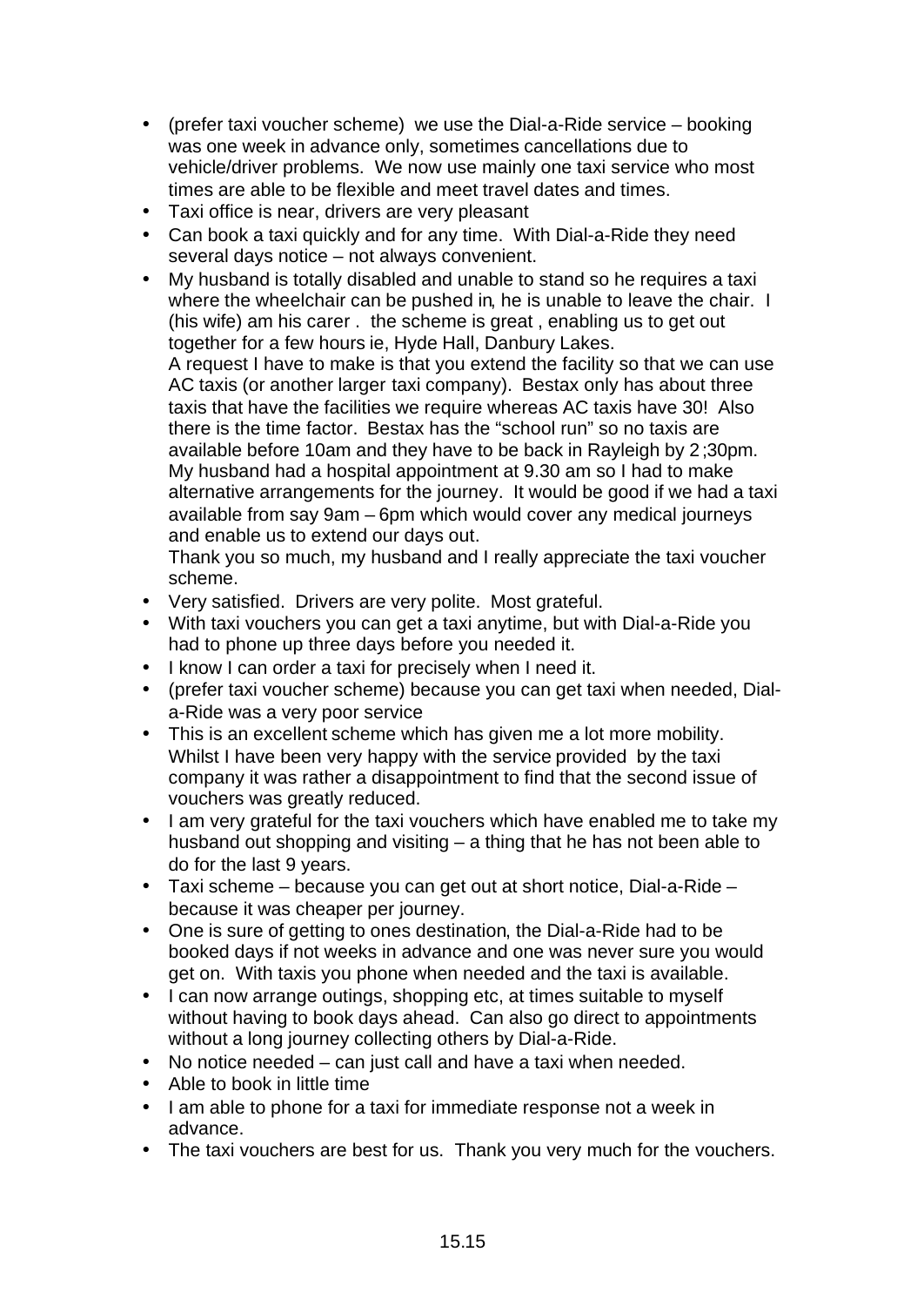- (prefer taxi voucher scheme) we use the Dial-a-Ride service – booking was one week in advance only, sometimes cancellations due to vehicle/driver problems. We now use mainly one taxi service who most times are able to be flexible and meet travel dates and times.
- Taxi office is near, drivers are very pleasant
- Can book a taxi quickly and for any time. With Dial-a-Ride they need several days notice – not always convenient.
- My husband is totally disabled and unable to stand so he requires a taxi where the wheelchair can be pushed in, he is unable to leave the chair. I (his wife) am his carer . the scheme is great , enabling us to get out together for a few hours ie, Hyde Hall, Danbury Lakes.
  A request I have to make is that you extend the facility so that we can use AC taxis (or another larger taxi company). Bestax only has about three taxis that have the facilities we require whereas AC taxis have 30! Also there is the time factor. Bestax has the "school run" so no taxis are available before 10am and they have to be back in Rayleigh by 2;30pm. My husband had a hospital appointment at 9.30 am so I had to make alternative arrangements for the journey. It would be good if we had a taxi available from say 9am – 6pm which would cover any medical journeys and enable us to extend our days out.
  Thank you so much, my husband and I really appreciate the taxi voucher scheme.
- Very satisfied. Drivers are very polite. Most grateful.
- With taxi vouchers you can get a taxi anytime, but with Dial-a-Ride you had to phone up three days before you needed it.
- I know I can order a taxi for precisely when I need it.
- (prefer taxi voucher scheme) because you can get taxi when needed, Dial-a-Ride was a very poor service
- This is an excellent scheme which has given me a lot more mobility. Whilst I have been very happy with the service provided by the taxi company it was rather a disappointment to find that the second issue of vouchers was greatly reduced.
- I am very grateful for the taxi vouchers which have enabled me to take my husband out shopping and visiting – a thing that he has not been able to do for the last 9 years.
- Taxi scheme – because you can get out at short notice, Dial-a-Ride – because it was cheaper per journey.
- One is sure of getting to ones destination, the Dial-a-Ride had to be booked days if not weeks in advance and one was never sure you would get on. With taxis you phone when needed and the taxi is available.
- I can now arrange outings, shopping etc, at times suitable to myself without having to book days ahead. Can also go direct to appointments without a long journey collecting others by Dial-a-Ride.
- No notice needed – can just call and have a taxi when needed.
- Able to book in little time
- I am able to phone for a taxi for immediate response not a week in advance.
- The taxi vouchers are best for us. Thank you very much for the vouchers.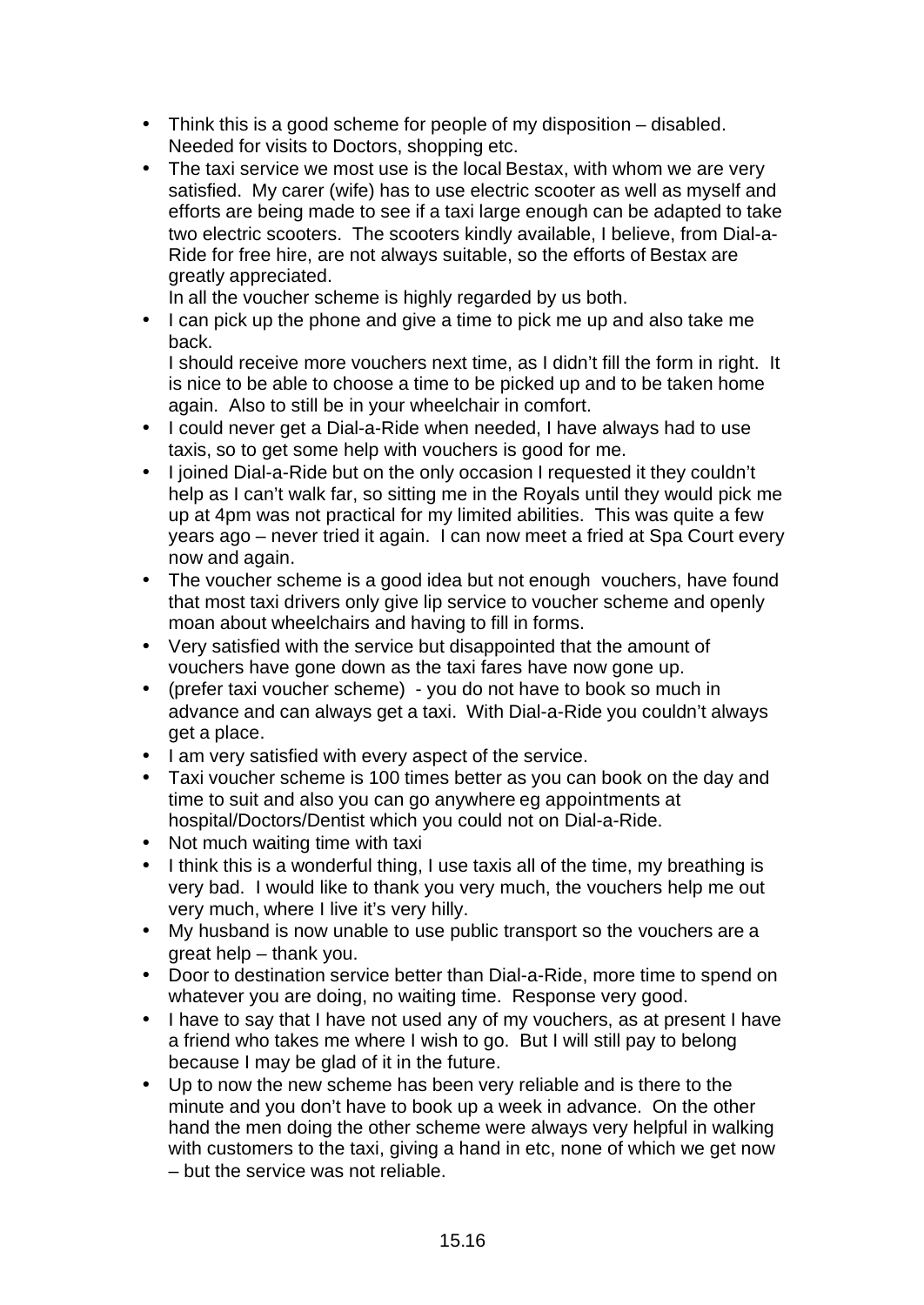- Think this is a good scheme for people of my disposition – disabled. Needed for visits to Doctors, shopping etc.
- The taxi service we most use is the local Bestax, with whom we are very satisfied. My carer (wife) has to use electric scooter as well as myself and efforts are being made to see if a taxi large enough can be adapted to take two electric scooters. The scooters kindly available, I believe, from Dial-a-Ride for free hire, are not always suitable, so the efforts of Bestax are greatly appreciated.
  In all the voucher scheme is highly regarded by us both.
- I can pick up the phone and give a time to pick me up and also take me back.
  I should receive more vouchers next time, as I didn't fill the form in right. It is nice to be able to choose a time to be picked up and to be taken home again. Also to still be in your wheelchair in comfort.
- I could never get a Dial-a-Ride when needed, I have always had to use taxis, so to get some help with vouchers is good for me.
- I joined Dial-a-Ride but on the only occasion I requested it they couldn't help as I can't walk far, so sitting me in the Royals until they would pick me up at 4pm was not practical for my limited abilities. This was quite a few years ago – never tried it again. I can now meet a fried at Spa Court every now and again.
- The voucher scheme is a good idea but not enough vouchers, have found that most taxi drivers only give lip service to voucher scheme and openly moan about wheelchairs and having to fill in forms.
- Very satisfied with the service but disappointed that the amount of vouchers have gone down as the taxi fares have now gone up.
- (prefer taxi voucher scheme) - you do not have to book so much in advance and can always get a taxi. With Dial-a-Ride you couldn't always get a place.
- I am very satisfied with every aspect of the service.
- Taxi voucher scheme is 100 times better as you can book on the day and time to suit and also you can go anywhere eg appointments at hospital/Doctors/Dentist which you could not on Dial-a-Ride.
- Not much waiting time with taxi
- I think this is a wonderful thing, I use taxis all of the time, my breathing is very bad. I would like to thank you very much, the vouchers help me out very much, where I live it's very hilly.
- My husband is now unable to use public transport so the vouchers are a great help – thank you.
- Door to destination service better than Dial-a-Ride, more time to spend on whatever you are doing, no waiting time. Response very good.
- I have to say that I have not used any of my vouchers, as at present I have a friend who takes me where I wish to go. But I will still pay to belong because I may be glad of it in the future.
- Up to now the new scheme has been very reliable and is there to the minute and you don't have to book up a week in advance. On the other hand the men doing the other scheme were always very helpful in walking with customers to the taxi, giving a hand in etc, none of which we get now – but the service was not reliable.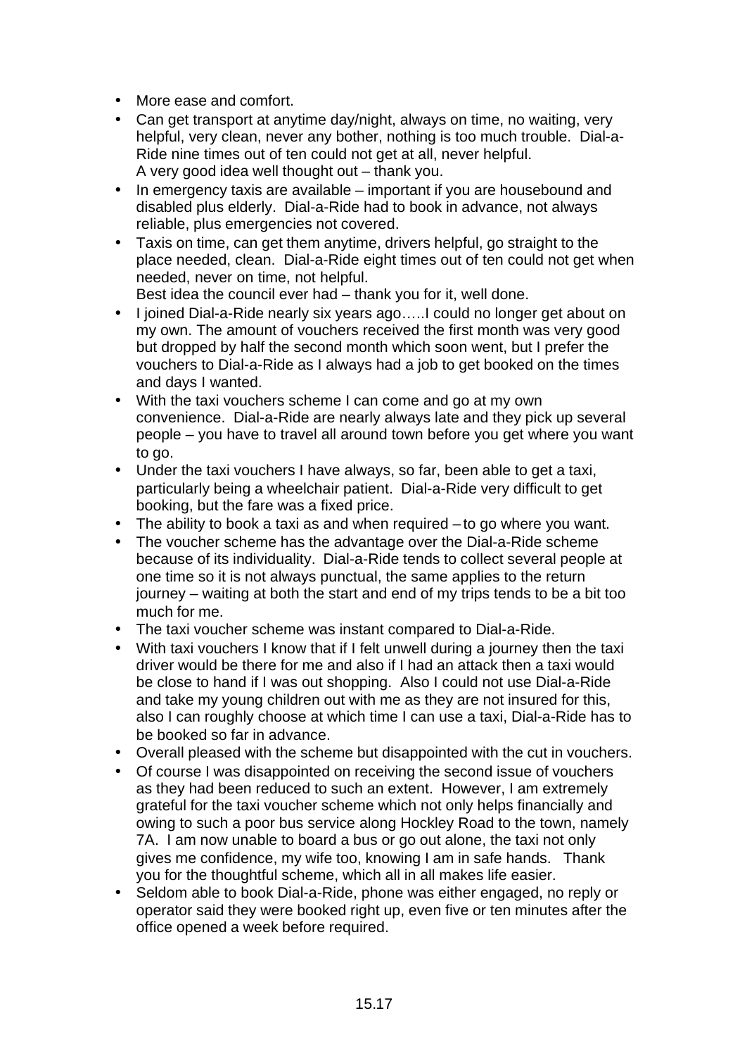- More ease and comfort.
- Can get transport at anytime day/night, always on time, no waiting, very helpful, very clean, never any bother, nothing is too much trouble. Dial-a-Ride nine times out of ten could not get at all, never helpful.
  A very good idea well thought out – thank you.
- In emergency taxis are available – important if you are housebound and disabled plus elderly. Dial-a-Ride had to book in advance, not always reliable, plus emergencies not covered.
- Taxis on time, can get them anytime, drivers helpful, go straight to the place needed, clean. Dial-a-Ride eight times out of ten could not get when needed, never on time, not helpful.
  Best idea the council ever had – thank you for it, well done.
- I joined Dial-a-Ride nearly six years ago…..I could no longer get about on my own. The amount of vouchers received the first month was very good but dropped by half the second month which soon went, but I prefer the vouchers to Dial-a-Ride as I always had a job to get booked on the times and days I wanted.
- With the taxi vouchers scheme I can come and go at my own convenience. Dial-a-Ride are nearly always late and they pick up several people – you have to travel all around town before you get where you want to go.
- Under the taxi vouchers I have always, so far, been able to get a taxi, particularly being a wheelchair patient. Dial-a-Ride very difficult to get booking, but the fare was a fixed price.
- The ability to book a taxi as and when required – to go where you want.
- The voucher scheme has the advantage over the Dial-a-Ride scheme because of its individuality. Dial-a-Ride tends to collect several people at one time so it is not always punctual, the same applies to the return journey – waiting at both the start and end of my trips tends to be a bit too much for me.
- The taxi voucher scheme was instant compared to Dial-a-Ride.
- With taxi vouchers I know that if I felt unwell during a journey then the taxi driver would be there for me and also if I had an attack then a taxi would be close to hand if I was out shopping. Also I could not use Dial-a-Ride and take my young children out with me as they are not insured for this, also I can roughly choose at which time I can use a taxi, Dial-a-Ride has to be booked so far in advance.
- Overall pleased with the scheme but disappointed with the cut in vouchers.
- Of course I was disappointed on receiving the second issue of vouchers as they had been reduced to such an extent. However, I am extremely grateful for the taxi voucher scheme which not only helps financially and owing to such a poor bus service along Hockley Road to the town, namely 7A. I am now unable to board a bus or go out alone, the taxi not only gives me confidence, my wife too, knowing I am in safe hands. Thank you for the thoughtful scheme, which all in all makes life easier.
- Seldom able to book Dial-a-Ride, phone was either engaged, no reply or operator said they were booked right up, even five or ten minutes after the office opened a week before required.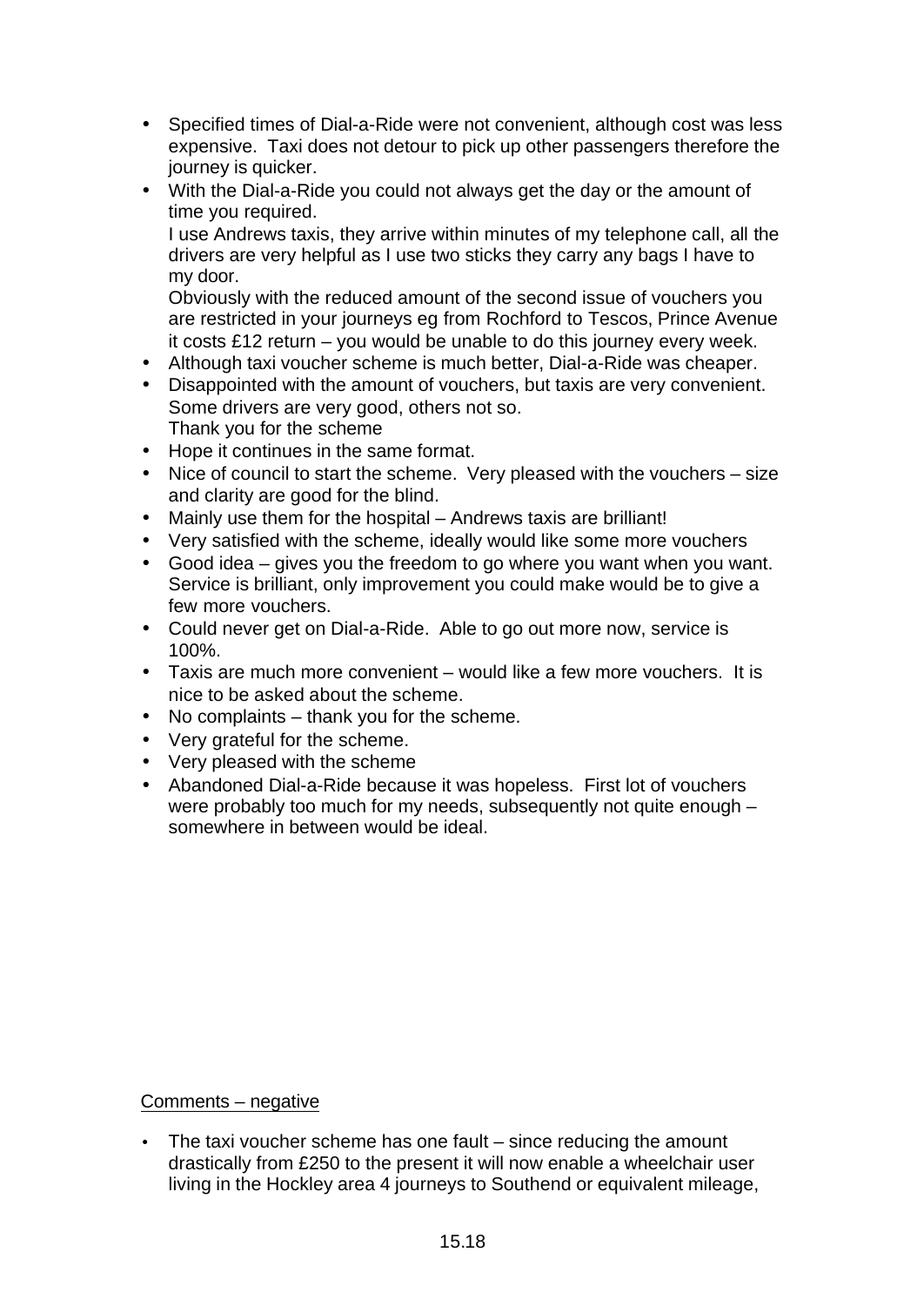- Specified times of Dial-a-Ride were not convenient, although cost was less expensive. Taxi does not detour to pick up other passengers therefore the journey is quicker.
- With the Dial-a-Ride you could not always get the day or the amount of time you required.
  I use Andrews taxis, they arrive within minutes of my telephone call, all the drivers are very helpful as I use two sticks they carry any bags I have to my door.
  Obviously with the reduced amount of the second issue of vouchers you are restricted in your journeys eg from Rochford to Tescos, Prince Avenue it costs £12 return – you would be unable to do this journey every week.
- Although taxi voucher scheme is much better, Dial-a-Ride was cheaper.
- Disappointed with the amount of vouchers, but taxis are very convenient. Some drivers are very good, others not so.
  Thank you for the scheme
- Hope it continues in the same format.
- Nice of council to start the scheme. Very pleased with the vouchers – size and clarity are good for the blind.
- Mainly use them for the hospital – Andrews taxis are brilliant!
- Very satisfied with the scheme, ideally would like some more vouchers
- Good idea – gives you the freedom to go where you want when you want. Service is brilliant, only improvement you could make would be to give a few more vouchers.
- Could never get on Dial-a-Ride. Able to go out more now, service is 100%.
- Taxis are much more convenient – would like a few more vouchers. It is nice to be asked about the scheme.
- No complaints – thank you for the scheme.
- Very grateful for the scheme.
- Very pleased with the scheme
- Abandoned Dial-a-Ride because it was hopeless. First lot of vouchers were probably too much for my needs, subsequently not quite enough – somewhere in between would be ideal.

Comments – negative

- The taxi voucher scheme has one fault – since reducing the amount drastically from £250 to the present it will now enable a wheelchair user living in the Hockley area 4 journeys to Southend or equivalent mileage,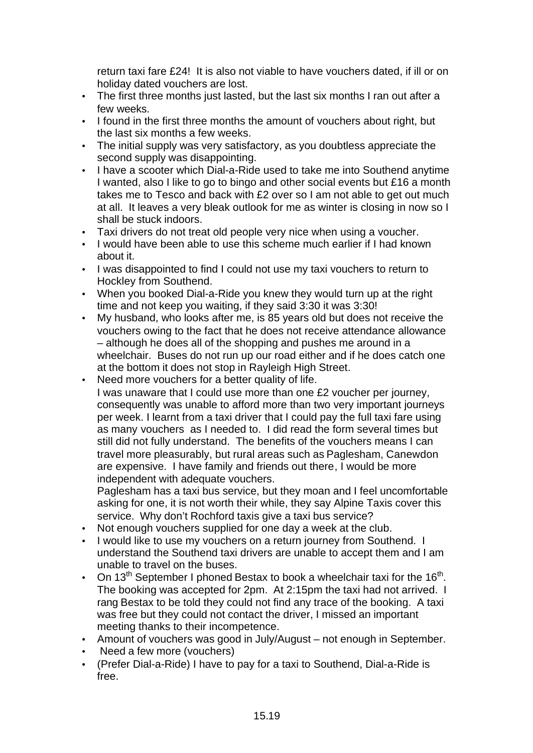return taxi fare £24! It is also not viable to have vouchers dated, if ill or on holiday dated vouchers are lost.

- The first three months just lasted, but the last six months I ran out after a few weeks.
- I found in the first three months the amount of vouchers about right, but the last six months a few weeks.
- The initial supply was very satisfactory, as you doubtless appreciate the second supply was disappointing.
- I have a scooter which Dial-a-Ride used to take me into Southend anytime I wanted, also I like to go to bingo and other social events but £16 a month takes me to Tesco and back with £2 over so I am not able to get out much at all. It leaves a very bleak outlook for me as winter is closing in now so I shall be stuck indoors.
- Taxi drivers do not treat old people very nice when using a voucher.
- I would have been able to use this scheme much earlier if I had known about it.
- I was disappointed to find I could not use my taxi vouchers to return to Hockley from Southend.
- When you booked Dial-a-Ride you knew they would turn up at the right time and not keep you waiting, if they said 3:30 it was 3:30!
- My husband, who looks after me, is 85 years old but does not receive the vouchers owing to the fact that he does not receive attendance allowance – although he does all of the shopping and pushes me around in a wheelchair. Buses do not run up our road either and if he does catch one at the bottom it does not stop in Rayleigh High Street.
- Need more vouchers for a better quality of life.

  I was unaware that I could use more than one £2 voucher per journey, consequently was unable to afford more than two very important journeys per week. I learnt from a taxi driver that I could pay the full taxi fare using as many vouchers as I needed to. I did read the form several times but still did not fully understand. The benefits of the vouchers means I can travel more pleasurably, but rural areas such as Paglesham, Canewdon are expensive. I have family and friends out there, I would be more independent with adequate vouchers.

  Paglesham has a taxi bus service, but they moan and I feel uncomfortable asking for one, it is not worth their while, they say Alpine Taxis cover this service. Why don't Rochford taxis give a taxi bus service?
- Not enough vouchers supplied for one day a week at the club.
- I would like to use my vouchers on a return journey from Southend. I understand the Southend taxi drivers are unable to accept them and I am unable to travel on the buses.
- On 13th September I phoned Bestax to book a wheelchair taxi for the 16th. The booking was accepted for 2pm. At 2:15pm the taxi had not arrived. I rang Bestax to be told they could not find any trace of the booking. A taxi was free but they could not contact the driver, I missed an important meeting thanks to their incompetence.
- Amount of vouchers was good in July/August – not enough in September.
- Need a few more (vouchers)
- (Prefer Dial-a-Ride) I have to pay for a taxi to Southend, Dial-a-Ride is free.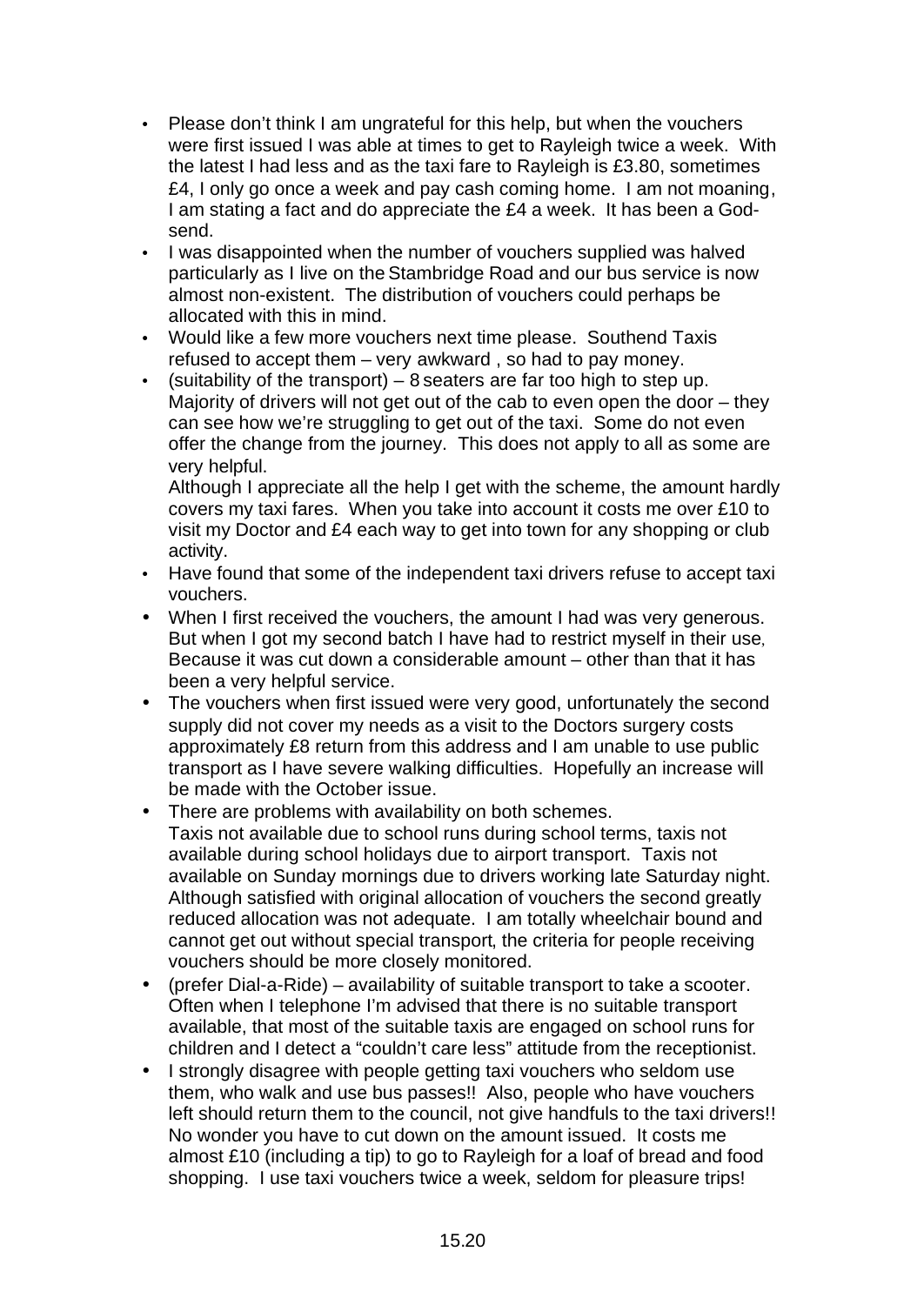- Please don’t think I am ungrateful for this help, but when the vouchers were first issued I was able at times to get to Rayleigh twice a week. With the latest I had less and as the taxi fare to Rayleigh is £3.80, sometimes £4, I only go once a week and pay cash coming home. I am not moaning, I am stating a fact and do appreciate the £4 a week. It has been a God-send.
- I was disappointed when the number of vouchers supplied was halved particularly as I live on the Stambridge Road and our bus service is now almost non-existent. The distribution of vouchers could perhaps be allocated with this in mind.
- Would like a few more vouchers next time please. Southend Taxis refused to accept them – very awkward , so had to pay money.
- (suitability of the transport) – 8 seaters are far too high to step up. Majority of drivers will not get out of the cab to even open the door – they can see how we’re struggling to get out of the taxi. Some do not even offer the change from the journey. This does not apply to all as some are very helpful.
  Although I appreciate all the help I get with the scheme, the amount hardly covers my taxi fares. When you take into account it costs me over £10 to visit my Doctor and £4 each way to get into town for any shopping or club activity.
- Have found that some of the independent taxi drivers refuse to accept taxi vouchers.
- When I first received the vouchers, the amount I had was very generous. But when I got my second batch I have had to restrict myself in their use, Because it was cut down a considerable amount – other than that it has been a very helpful service.
- The vouchers when first issued were very good, unfortunately the second supply did not cover my needs as a visit to the Doctors surgery costs approximately £8 return from this address and I am unable to use public transport as I have severe walking difficulties. Hopefully an increase will be made with the October issue.
- There are problems with availability on both schemes.
  Taxis not available due to school runs during school terms, taxis not available during school holidays due to airport transport. Taxis not available on Sunday mornings due to drivers working late Saturday night. Although satisfied with original allocation of vouchers the second greatly reduced allocation was not adequate. I am totally wheelchair bound and cannot get out without special transport, the criteria for people receiving vouchers should be more closely monitored.
- (prefer Dial-a-Ride) – availability of suitable transport to take a scooter. Often when I telephone I’m advised that there is no suitable transport available, that most of the suitable taxis are engaged on school runs for children and I detect a “couldn’t care less” attitude from the receptionist.
- I strongly disagree with people getting taxi vouchers who seldom use them, who walk and use bus passes!! Also, people who have vouchers left should return them to the council, not give handfuls to the taxi drivers!! No wonder you have to cut down on the amount issued. It costs me almost £10 (including a tip) to go to Rayleigh for a loaf of bread and food shopping. I use taxi vouchers twice a week, seldom for pleasure trips!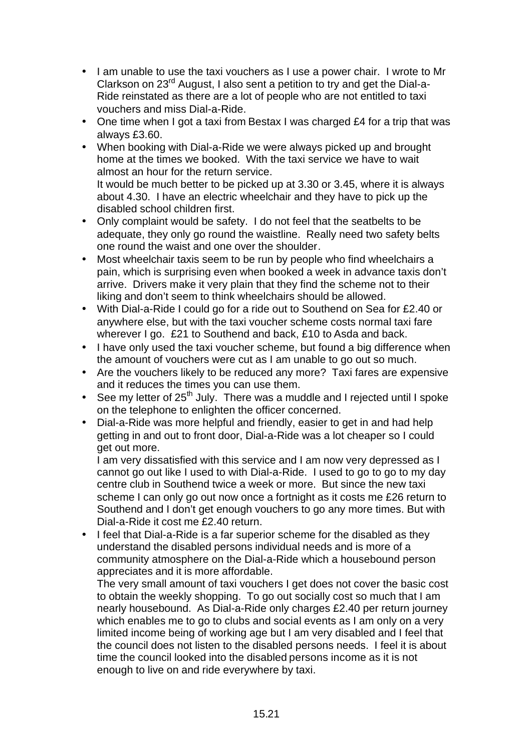- I am unable to use the taxi vouchers as I use a power chair. I wrote to Mr Clarkson on 23rd August, I also sent a petition to try and get the Dial-a-Ride reinstated as there are a lot of people who are not entitled to taxi vouchers and miss Dial-a-Ride.
- One time when I got a taxi from Bestax I was charged £4 for a trip that was always £3.60.
- When booking with Dial-a-Ride we were always picked up and brought home at the times we booked. With the taxi service we have to wait almost an hour for the return service.
  It would be much better to be picked up at 3.30 or 3.45, where it is always about 4.30. I have an electric wheelchair and they have to pick up the disabled school children first.
- Only complaint would be safety. I do not feel that the seatbelts to be adequate, they only go round the waistline. Really need two safety belts one round the waist and one over the shoulder.
- Most wheelchair taxis seem to be run by people who find wheelchairs a pain, which is surprising even when booked a week in advance taxis don't arrive. Drivers make it very plain that they find the scheme not to their liking and don't seem to think wheelchairs should be allowed.
- With Dial-a-Ride I could go for a ride out to Southend on Sea for £2.40 or anywhere else, but with the taxi voucher scheme costs normal taxi fare wherever I go. £21 to Southend and back, £10 to Asda and back.
- I have only used the taxi voucher scheme, but found a big difference when the amount of vouchers were cut as I am unable to go out so much.
- Are the vouchers likely to be reduced any more? Taxi fares are expensive and it reduces the times you can use them.
- See my letter of 25th July. There was a muddle and I rejected until I spoke on the telephone to enlighten the officer concerned.
- Dial-a-Ride was more helpful and friendly, easier to get in and had help getting in and out to front door, Dial-a-Ride was a lot cheaper so I could get out more.
  I am very dissatisfied with this service and I am now very depressed as I cannot go out like I used to with Dial-a-Ride. I used to go to go to my day centre club in Southend twice a week or more. But since the new taxi scheme I can only go out now once a fortnight as it costs me £26 return to Southend and I don't get enough vouchers to go any more times. But with Dial-a-Ride it cost me £2.40 return.
- I feel that Dial-a-Ride is a far superior scheme for the disabled as they understand the disabled persons individual needs and is more of a community atmosphere on the Dial-a-Ride which a housebound person appreciates and it is more affordable.
  The very small amount of taxi vouchers I get does not cover the basic cost to obtain the weekly shopping. To go out socially cost so much that I am nearly housebound. As Dial-a-Ride only charges £2.40 per return journey which enables me to go to clubs and social events as I am only on a very limited income being of working age but I am very disabled and I feel that the council does not listen to the disabled persons needs. I feel it is about time the council looked into the disabled persons income as it is not enough to live on and ride everywhere by taxi.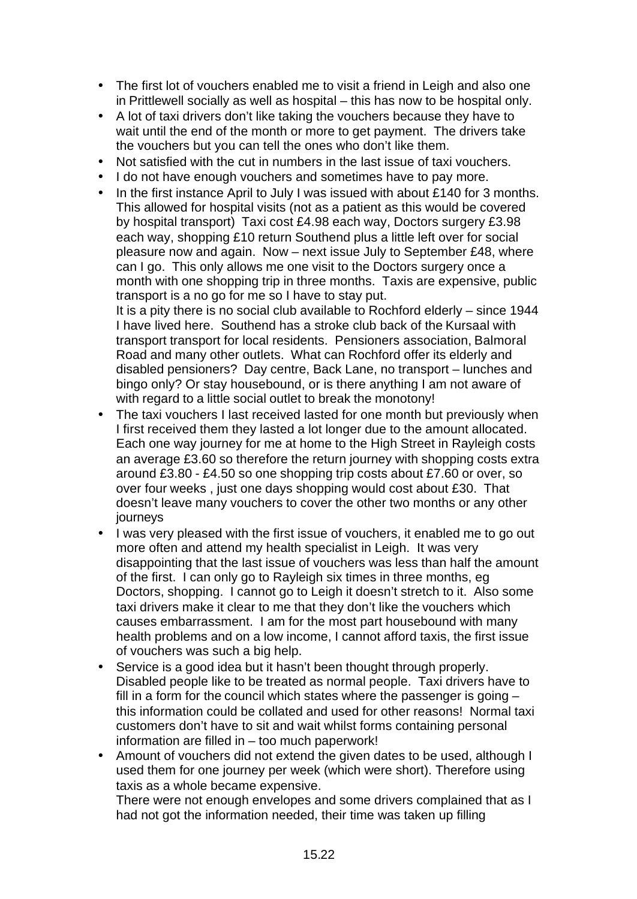- The first lot of vouchers enabled me to visit a friend in Leigh and also one in Prittlewell socially as well as hospital – this has now to be hospital only.
- A lot of taxi drivers don't like taking the vouchers because they have to wait until the end of the month or more to get payment. The drivers take the vouchers but you can tell the ones who don't like them.
- Not satisfied with the cut in numbers in the last issue of taxi vouchers.
- I do not have enough vouchers and sometimes have to pay more.
- In the first instance April to July I was issued with about £140 for 3 months. This allowed for hospital visits (not as a patient as this would be covered by hospital transport) Taxi cost £4.98 each way, Doctors surgery £3.98 each way, shopping £10 return Southend plus a little left over for social pleasure now and again. Now – next issue July to September £48, where can I go. This only allows me one visit to the Doctors surgery once a month with one shopping trip in three months. Taxis are expensive, public transport is a no go for me so I have to stay put.

  It is a pity there is no social club available to Rochford elderly – since 1944 I have lived here. Southend has a stroke club back of the Kursaal with transport transport for local residents. Pensioners association, Balmoral Road and many other outlets. What can Rochford offer its elderly and disabled pensioners? Day centre, Back Lane, no transport – lunches and bingo only? Or stay housebound, or is there anything I am not aware of with regard to a little social outlet to break the monotony!
- The taxi vouchers I last received lasted for one month but previously when I first received them they lasted a lot longer due to the amount allocated. Each one way journey for me at home to the High Street in Rayleigh costs an average £3.60 so therefore the return journey with shopping costs extra around £3.80 - £4.50 so one shopping trip costs about £7.60 or over, so over four weeks , just one days shopping would cost about £30. That doesn't leave many vouchers to cover the other two months or any other journeys
- I was very pleased with the first issue of vouchers, it enabled me to go out more often and attend my health specialist in Leigh. It was very disappointing that the last issue of vouchers was less than half the amount of the first. I can only go to Rayleigh six times in three months, eg Doctors, shopping. I cannot go to Leigh it doesn't stretch to it. Also some taxi drivers make it clear to me that they don't like the vouchers which causes embarrassment. I am for the most part housebound with many health problems and on a low income, I cannot afford taxis, the first issue of vouchers was such a big help.
- Service is a good idea but it hasn't been thought through properly. Disabled people like to be treated as normal people. Taxi drivers have to fill in a form for the council which states where the passenger is going – this information could be collated and used for other reasons! Normal taxi customers don't have to sit and wait whilst forms containing personal information are filled in – too much paperwork!
- Amount of vouchers did not extend the given dates to be used, although I used them for one journey per week (which were short). Therefore using taxis as a whole became expensive.

  There were not enough envelopes and some drivers complained that as I had not got the information needed, their time was taken up filling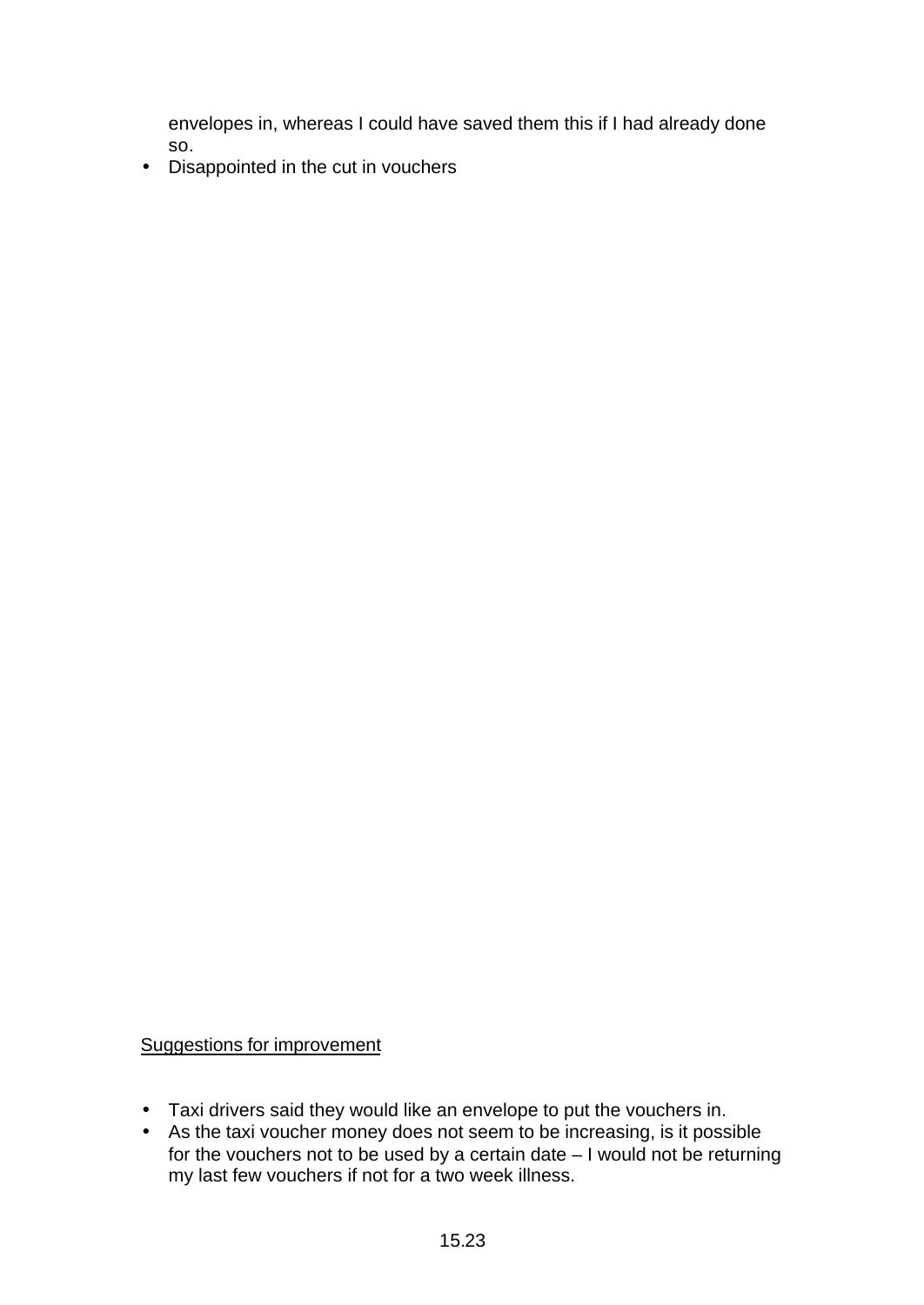envelopes in, whereas I could have saved them this if I had already done so.

- Disappointed in the cut in vouchers

Suggestions for improvement

- Taxi drivers said they would like an envelope to put the vouchers in.
- As the taxi voucher money does not seem to be increasing, is it possible for the vouchers not to be used by a certain date – I would not be returning my last few vouchers if not for a two week illness.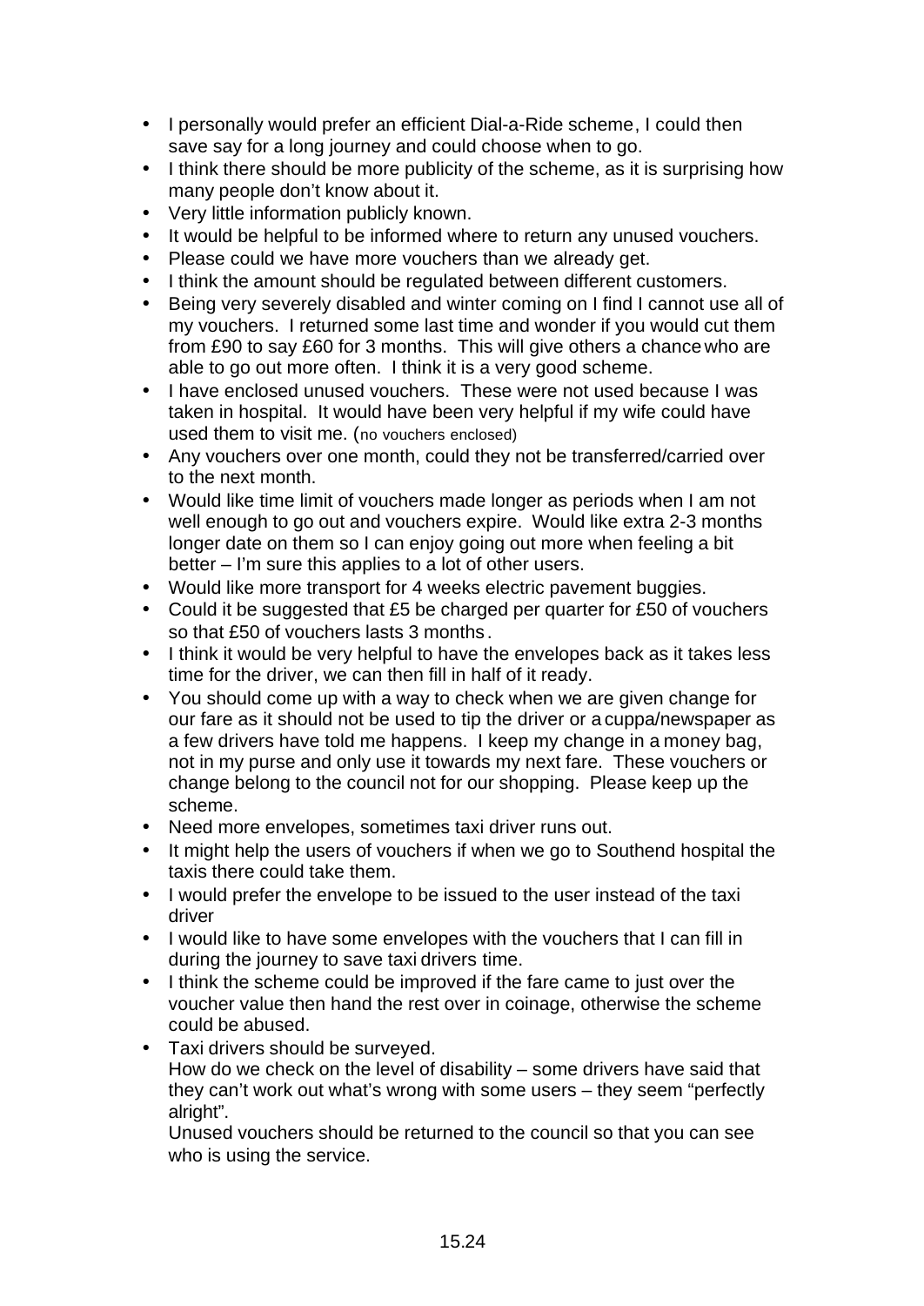- I personally would prefer an efficient Dial-a-Ride scheme, I could then save say for a long journey and could choose when to go.
- I think there should be more publicity of the scheme, as it is surprising how many people don't know about it.
- Very little information publicly known.
- It would be helpful to be informed where to return any unused vouchers.
- Please could we have more vouchers than we already get.
- I think the amount should be regulated between different customers.
- Being very severely disabled and winter coming on I find I cannot use all of my vouchers. I returned some last time and wonder if you would cut them from £90 to say £60 for 3 months. This will give others a chance who are able to go out more often. I think it is a very good scheme.
- I have enclosed unused vouchers. These were not used because I was taken in hospital. It would have been very helpful if my wife could have used them to visit me. (no vouchers enclosed)
- Any vouchers over one month, could they not be transferred/carried over to the next month.
- Would like time limit of vouchers made longer as periods when I am not well enough to go out and vouchers expire. Would like extra 2-3 months longer date on them so I can enjoy going out more when feeling a bit better – I'm sure this applies to a lot of other users.
- Would like more transport for 4 weeks electric pavement buggies.
- Could it be suggested that £5 be charged per quarter for £50 of vouchers so that £50 of vouchers lasts 3 months.
- I think it would be very helpful to have the envelopes back as it takes less time for the driver, we can then fill in half of it ready.
- You should come up with a way to check when we are given change for our fare as it should not be used to tip the driver or a cuppa/newspaper as a few drivers have told me happens. I keep my change in a money bag, not in my purse and only use it towards my next fare. These vouchers or change belong to the council not for our shopping. Please keep up the scheme.
- Need more envelopes, sometimes taxi driver runs out.
- It might help the users of vouchers if when we go to Southend hospital the taxis there could take them.
- I would prefer the envelope to be issued to the user instead of the taxi driver
- I would like to have some envelopes with the vouchers that I can fill in during the journey to save taxi drivers time.
- I think the scheme could be improved if the fare came to just over the voucher value then hand the rest over in coinage, otherwise the scheme could be abused.
- Taxi drivers should be surveyed.
  How do we check on the level of disability – some drivers have said that they can't work out what's wrong with some users – they seem "perfectly alright".
  Unused vouchers should be returned to the council so that you can see who is using the service.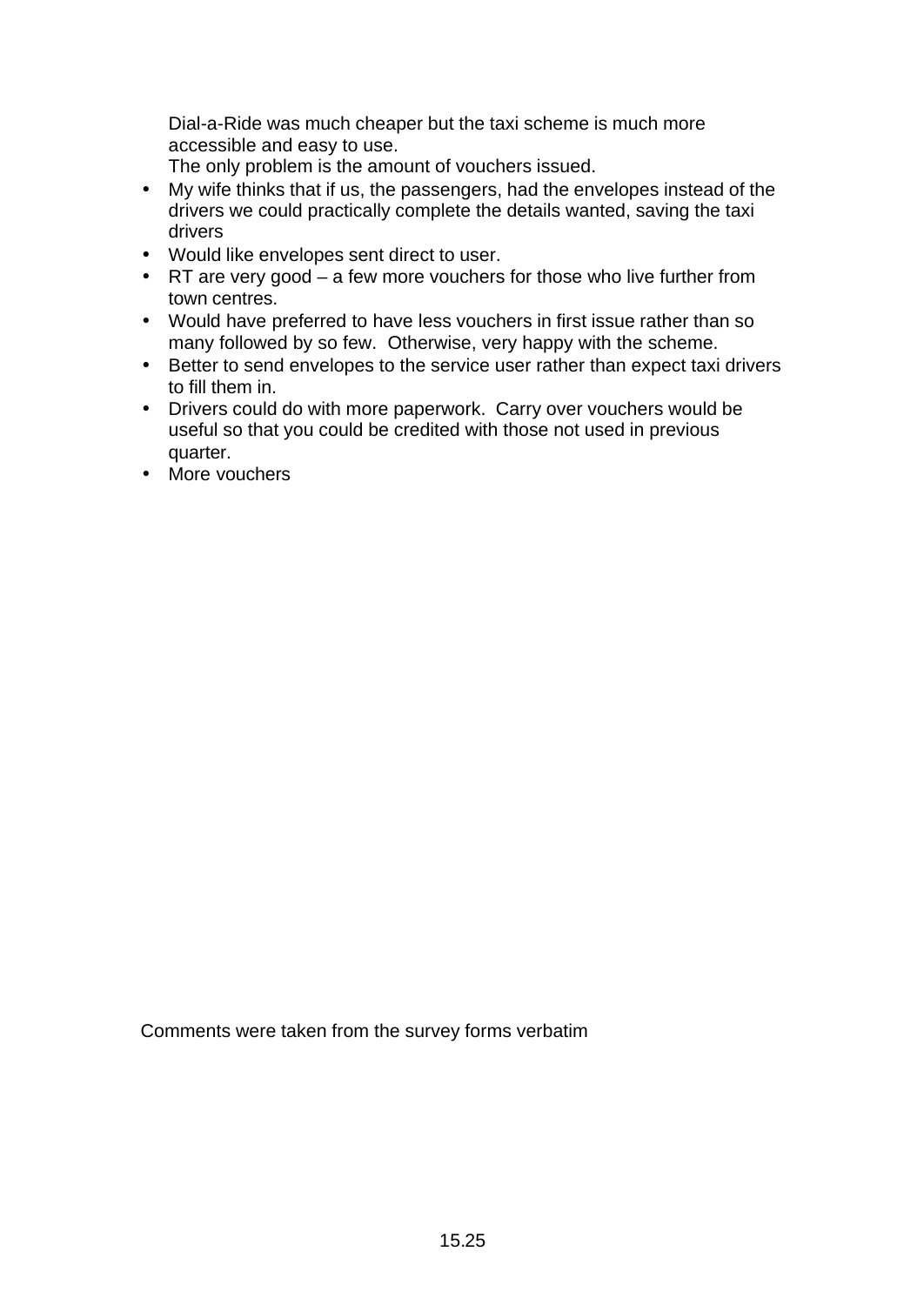Dial-a-Ride was much cheaper but the taxi scheme is much more accessible and easy to use.
The only problem is the amount of vouchers issued.

- My wife thinks that if us, the passengers, had the envelopes instead of the drivers we could practically complete the details wanted, saving the taxi drivers
- Would like envelopes sent direct to user.
- RT are very good – a few more vouchers for those who live further from town centres.
- Would have preferred to have less vouchers in first issue rather than so many followed by so few.  Otherwise, very happy with the scheme.
- Better to send envelopes to the service user rather than expect taxi drivers to fill them in.
- Drivers could do with more paperwork.  Carry over vouchers would be useful so that you could be credited with those not used in previous quarter.
- More vouchers

Comments were taken from the survey forms verbatim